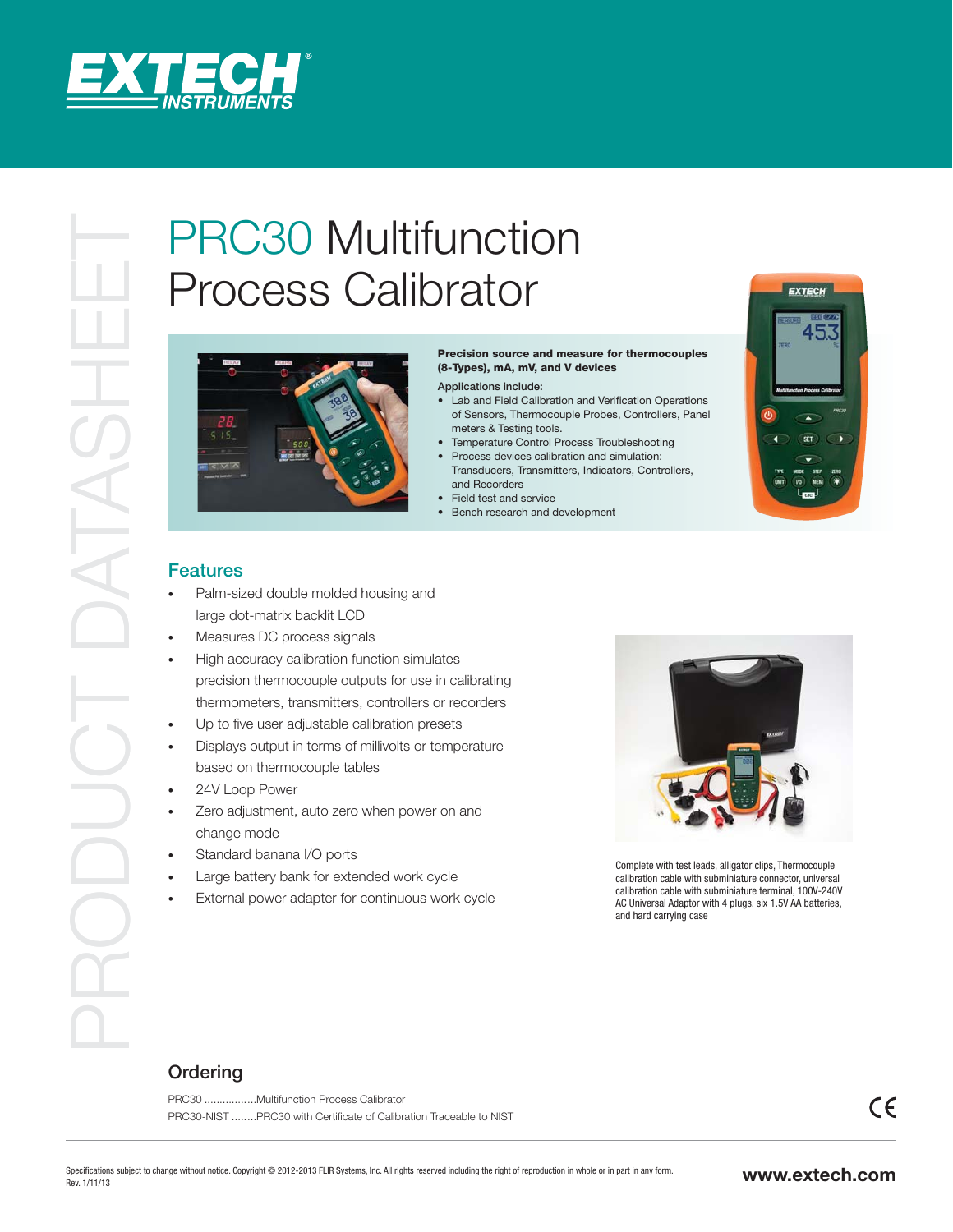# PRC30 Multifunction Process Calibrator

PRODUCT DATASHEET

**Precision source and measure for thermocouples (8-Types), mA, mV, and V devices**

Applications include:

- Lab and Field Calibration and Verification Operations of Sensors, Thermocouple Probes, Controllers, Panel meters & Testing tools.
- Temperature Control Process Troubleshooting
- Process devices calibration and simulation: Transducers, Transmitters, Indicators, Controllers, and Recorders
- Field test and service
- Bench research and development

## Features

- Palm-sized double molded housing and large dot-matrix backlit LCD
- Measures DC process signals
- High accuracy calibration function simulates precision thermocouple outputs for use in calibrating thermometers, transmitters, controllers or recorders
- Up to five user adjustable calibration presets
- Displays output in terms of millivolts or temperature based on thermocouple tables
- 24V Loop Power
- Zero adjustment, auto zero when power on and change mode
- Standard banana I/O ports
- Large battery bank for extended work cycle
- External power adapter for continuous work cycle

Complete with test leads, alligator clips, Thermocouple calibration cable with subminiature connector, universal calibration cable with subminiature terminal, 100V-240V AC Universal Adaptor with 4 plugs, six 1.5V AA batteries, and hard carrying case

## Ordering

PRC30 ................Multifunction Process Calibrator

PRC30-NIST ........PRC30 with Certificate of Calibration Traceable to NIST

Specifications subject to change without notice. Copyright © 2012-2013 FLIR Systems, Inc. All rights reserved including the right of reproduction in whole or in part in any form.
Rev. 1/11/13

www.extech.com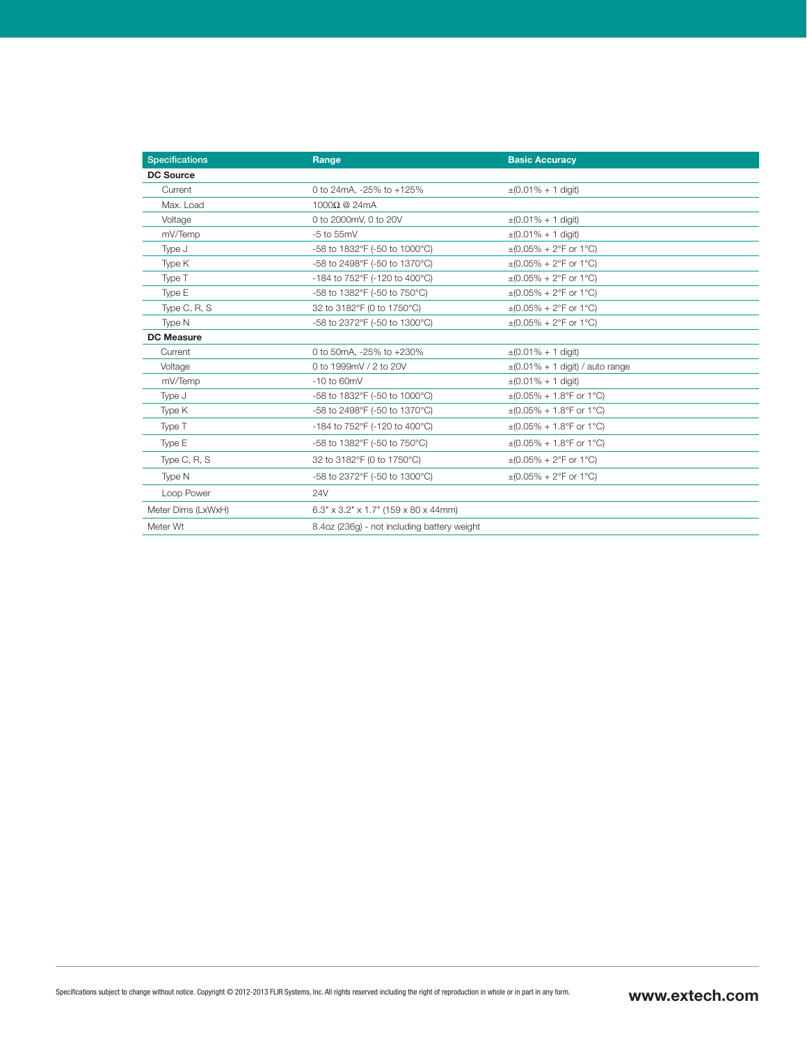| Specifications | Range | Basic Accuracy |
|---|---|---|
| **DC Source** | | |
| Current | 0 to 24mA, -25% to +125% | ±(0.01% + 1 digit) |
| Max. Load | 1000Ω @ 24mA | |
| Voltage | 0 to 2000mV, 0 to 20V | ±(0.01% + 1 digit) |
| mV/Temp | -5 to 55mV | ±(0.01% + 1 digit) |
| Type J | -58 to 1832°F (-50 to 1000°C) | ±(0.05% + 2°F or 1°C) |
| Type K | -58 to 2498°F (-50 to 1370°C) | ±(0.05% + 2°F or 1°C) |
| Type T | -184 to 752°F (-120 to 400°C) | ±(0.05% + 2°F or 1°C) |
| Type E | -58 to 1382°F (-50 to 750°C) | ±(0.05% + 2°F or 1°C) |
| Type C, R, S | 32 to 3182°F (0 to 1750°C) | ±(0.05% + 2°F or 1°C) |
| Type N | -58 to 2372°F (-50 to 1300°C) | ±(0.05% + 2°F or 1°C) |
| **DC Measure** | | |
| Current | 0 to 50mA, -25% to +230% | ±(0.01% + 1 digit) |
| Voltage | 0 to 1999mV / 2 to 20V | ±(0.01% + 1 digit) / auto range |
| mV/Temp | -10 to 60mV | ±(0.01% + 1 digit) |
| Type J | -58 to 1832°F (-50 to 1000°C) | ±(0.05% + 1.8°F or 1°C) |
| Type K | -58 to 2498°F (-50 to 1370°C) | ±(0.05% + 1.8°F or 1°C) |
| Type T | -184 to 752°F (-120 to 400°C) | ±(0.05% + 1.8°F or 1°C) |
| Type E | -58 to 1382°F (-50 to 750°C) | ±(0.05% + 1.8°F or 1°C) |
| Type C, R, S | 32 to 3182°F (0 to 1750°C) | ±(0.05% + 2°F or 1°C) |
| Type N | -58 to 2372°F (-50 to 1300°C) | ±(0.05% + 2°F or 1°C) |
| Loop Power | 24V | |
| Meter Dims (LxWxH) | 6.3" x 3.2" x 1.7" (159 x 80 x 44mm) | |
| Meter Wt | 8.4oz (236g) - not including battery weight | |

Specifications subject to change without notice. Copyright © 2012-2013 FLIR Systems, Inc. All rights reserved including the right of reproduction in whole or in part in any form.

**www.extech.com**